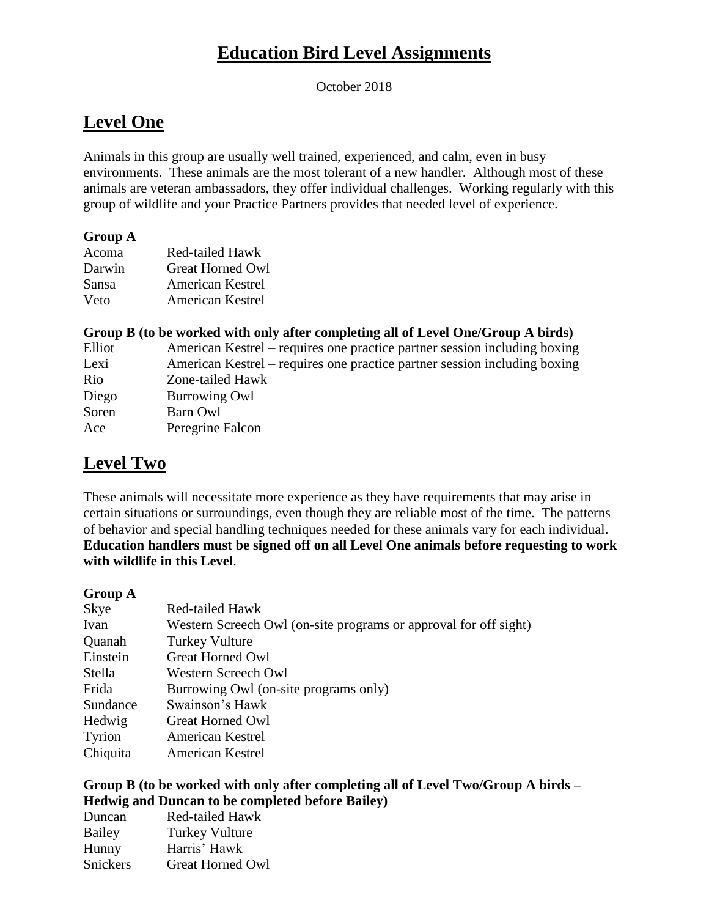# Education Bird Level Assignments

October 2018

## Level One

Animals in this group are usually well trained, experienced, and calm, even in busy environments. These animals are the most tolerant of a new handler. Although most of these animals are veteran ambassadors, they offer individual challenges. Working regularly with this group of wildlife and your Practice Partners provides that needed level of experience.

**Group A**

| | |
|---|---|
| Acoma | Red-tailed Hawk |
| Darwin | Great Horned Owl |
| Sansa | American Kestrel |
| Veto | American Kestrel |

**Group B (to be worked with only after completing all of Level One/Group A birds)**

| | |
|---|---|
| Elliot | American Kestrel – requires one practice partner session including boxing |
| Lexi | American Kestrel – requires one practice partner session including boxing |
| Rio | Zone-tailed Hawk |
| Diego | Burrowing Owl |
| Soren | Barn Owl |
| Ace | Peregrine Falcon |

## Level Two

These animals will necessitate more experience as they have requirements that may arise in certain situations or surroundings, even though they are reliable most of the time. The patterns of behavior and special handling techniques needed for these animals vary for each individual. **Education handlers must be signed off on all Level One animals before requesting to work with wildlife in this Level**.

**Group A**

| | |
|---|---|
| Skye | Red-tailed Hawk |
| Ivan | Western Screech Owl (on-site programs or approval for off sight) |
| Quanah | Turkey Vulture |
| Einstein | Great Horned Owl |
| Stella | Western Screech Owl |
| Frida | Burrowing Owl (on-site programs only) |
| Sundance | Swainson's Hawk |
| Hedwig | Great Horned Owl |
| Tyrion | American Kestrel |
| Chiquita | American Kestrel |

**Group B (to be worked with only after completing all of Level Two/Group A birds – Hedwig and Duncan to be completed before Bailey)**

| | |
|---|---|
| Duncan | Red-tailed Hawk |
| Bailey | Turkey Vulture |
| Hunny | Harris' Hawk |
| Snickers | Great Horned Owl |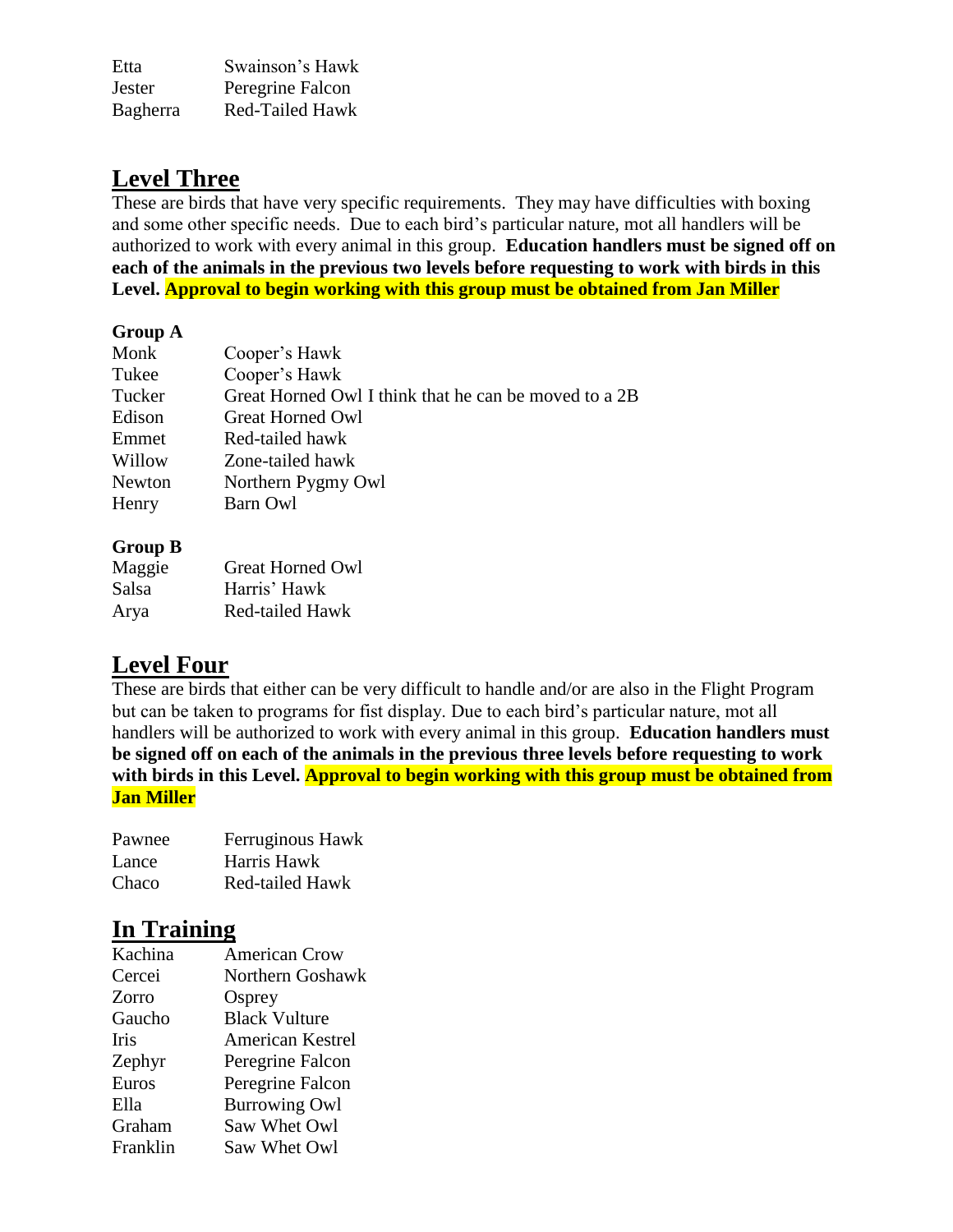| | |
|---|---|
| Etta | Swainson's Hawk |
| Jester | Peregrine Falcon |
| Bagherra | Red-Tailed Hawk |

## Level Three

These are birds that have very specific requirements. They may have difficulties with boxing and some other specific needs. Due to each bird's particular nature, mot all handlers will be authorized to work with every animal in this group. **Education handlers must be signed off on each of the animals in the previous two levels before requesting to work with birds in this Level. Approval to begin working with this group must be obtained from Jan Miller**

**Group A**

| | |
|---|---|
| Monk | Cooper's Hawk |
| Tukee | Cooper's Hawk |
| Tucker | Great Horned Owl I think that he can be moved to a 2B |
| Edison | Great Horned Owl |
| Emmet | Red-tailed hawk |
| Willow | Zone-tailed hawk |
| Newton | Northern Pygmy Owl |
| Henry | Barn Owl |

**Group B**

| | |
|---|---|
| Maggie | Great Horned Owl |
| Salsa | Harris' Hawk |
| Arya | Red-tailed Hawk |

## Level Four

These are birds that either can be very difficult to handle and/or are also in the Flight Program but can be taken to programs for fist display. Due to each bird's particular nature, mot all handlers will be authorized to work with every animal in this group. **Education handlers must be signed off on each of the animals in the previous three levels before requesting to work with birds in this Level. Approval to begin working with this group must be obtained from Jan Miller**

| | |
|---|---|
| Pawnee | Ferruginous Hawk |
| Lance | Harris Hawk |
| Chaco | Red-tailed Hawk |

## In Training

| | |
|---|---|
| Kachina | American Crow |
| Cercei | Northern Goshawk |
| Zorro | Osprey |
| Gaucho | Black Vulture |
| Iris | American Kestrel |
| Zephyr | Peregrine Falcon |
| Euros | Peregrine Falcon |
| Ella | Burrowing Owl |
| Graham | Saw Whet Owl |
| Franklin | Saw Whet Owl |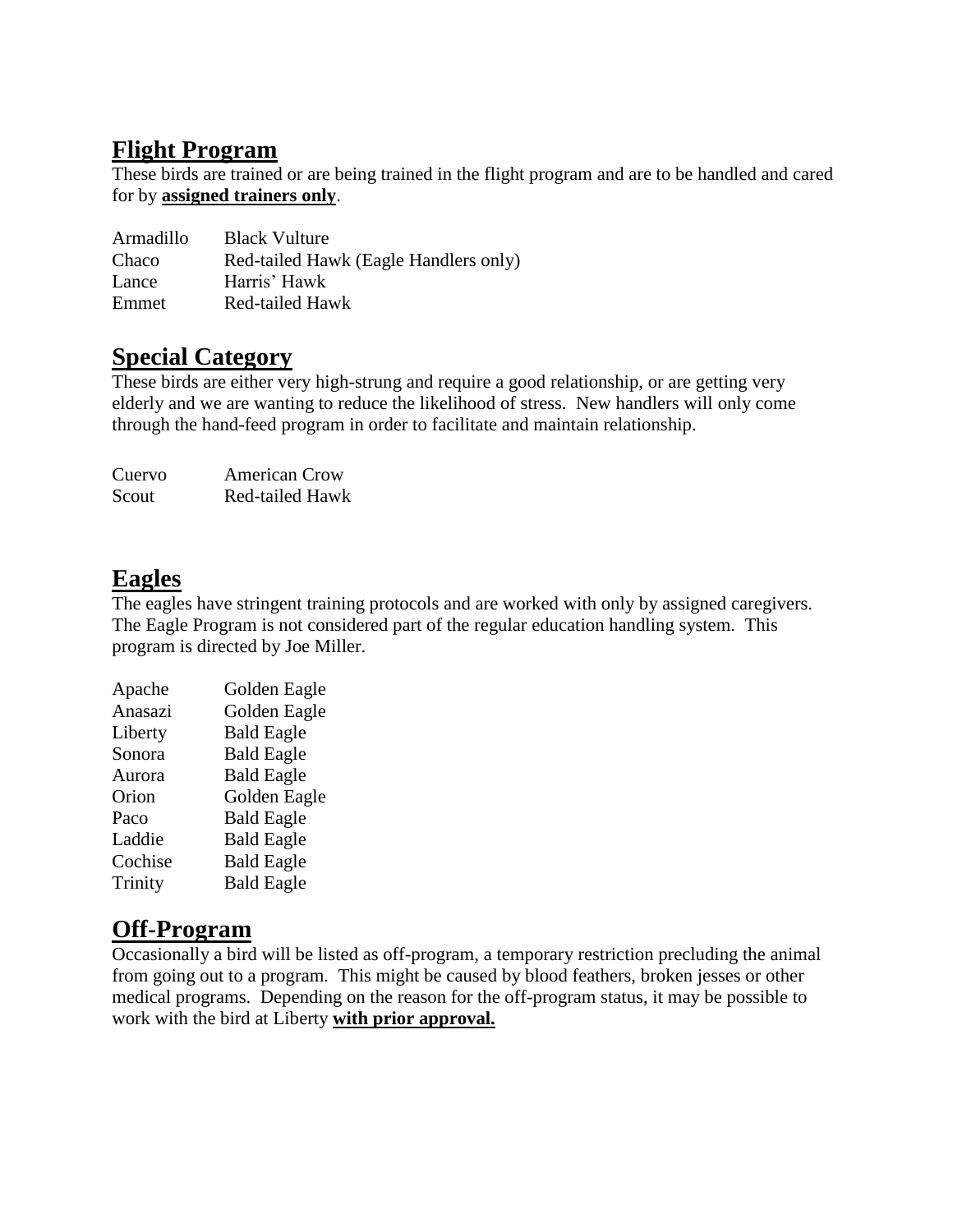## Flight Program

These birds are trained or are being trained in the flight program and are to be handled and cared for by **assigned trainers only**.

| | |
|---|---|
| Armadillo | Black Vulture |
| Chaco | Red-tailed Hawk (Eagle Handlers only) |
| Lance | Harris' Hawk |
| Emmet | Red-tailed Hawk |

## Special Category

These birds are either very high-strung and require a good relationship, or are getting very elderly and we are wanting to reduce the likelihood of stress. New handlers will only come through the hand-feed program in order to facilitate and maintain relationship.

| | |
|---|---|
| Cuervo | American Crow |
| Scout | Red-tailed Hawk |

## Eagles

The eagles have stringent training protocols and are worked with only by assigned caregivers. The Eagle Program is not considered part of the regular education handling system. This program is directed by Joe Miller.

| | |
|---|---|
| Apache | Golden Eagle |
| Anasazi | Golden Eagle |
| Liberty | Bald Eagle |
| Sonora | Bald Eagle |
| Aurora | Bald Eagle |
| Orion | Golden Eagle |
| Paco | Bald Eagle |
| Laddie | Bald Eagle |
| Cochise | Bald Eagle |
| Trinity | Bald Eagle |

## Off-Program

Occasionally a bird will be listed as off-program, a temporary restriction precluding the animal from going out to a program. This might be caused by blood feathers, broken jesses or other medical programs. Depending on the reason for the off-program status, it may be possible to work with the bird at Liberty **with prior approval.**